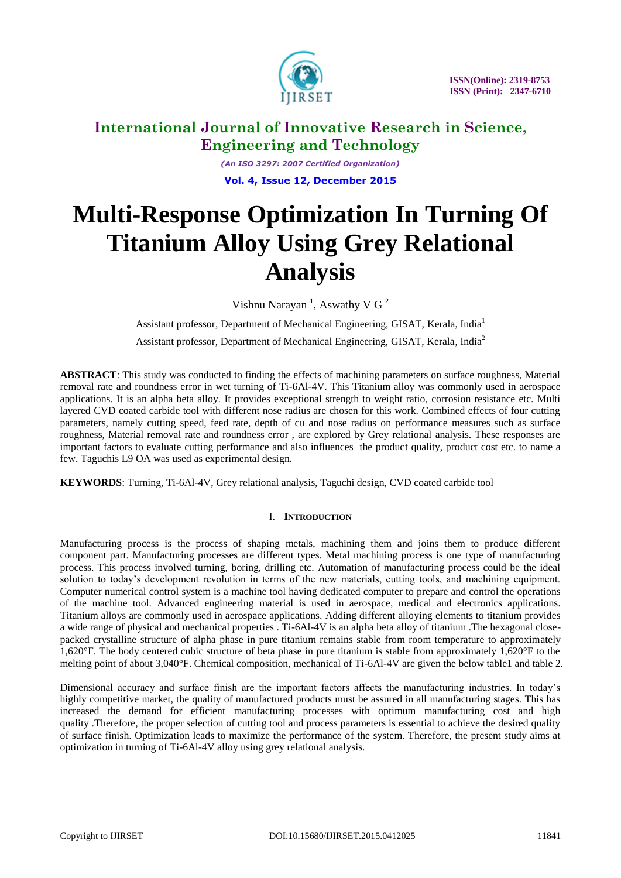# Multi-Response Optimization In Turning Of Titanium Alloy Using Grey Relational Analysis

Vishnu Narayan [1], Aswathy V G [2]

Assistant professor, Department of Mechanical Engineering, GISAT, Kerala, India[1]

Assistant professor, Department of Mechanical Engineering, GISAT, Kerala, India[2]

**ABSTRACT**: This study was conducted to finding the effects of machining parameters on surface roughness, Material removal rate and roundness error in wet turning of Ti-6Al-4V. This Titanium alloy was commonly used in aerospace applications. It is an alpha beta alloy. It provides exceptional strength to weight ratio, corrosion resistance etc. Multi layered CVD coated carbide tool with different nose radius are chosen for this work. Combined effects of four cutting parameters, namely cutting speed, feed rate, depth of cu and nose radius on performance measures such as surface roughness, Material removal rate and roundness error , are explored by Grey relational analysis. These responses are important factors to evaluate cutting performance and also influences the product quality, product cost etc. to name a few. Taguchis L9 OA was used as experimental design.

**KEYWORDS**: Turning, Ti-6Al-4V, Grey relational analysis, Taguchi design, CVD coated carbide tool

## I. INTRODUCTION

Manufacturing process is the process of shaping metals, machining them and joins them to produce different component part. Manufacturing processes are different types. Metal machining process is one type of manufacturing process. This process involved turning, boring, drilling etc. Automation of manufacturing process could be the ideal solution to today's development revolution in terms of the new materials, cutting tools, and machining equipment. Computer numerical control system is a machine tool having dedicated computer to prepare and control the operations of the machine tool. Advanced engineering material is used in aerospace, medical and electronics applications. Titanium alloys are commonly used in aerospace applications. Adding different alloying elements to titanium provides a wide range of physical and mechanical properties . Ti-6Al-4V is an alpha beta alloy of titanium .The hexagonal close-packed crystalline structure of alpha phase in pure titanium remains stable from room temperature to approximately 1,620°F. The body centered cubic structure of beta phase in pure titanium is stable from approximately 1,620°F to the melting point of about 3,040°F. Chemical composition, mechanical of Ti-6Al-4V are given the below table1 and table 2.

Dimensional accuracy and surface finish are the important factors affects the manufacturing industries. In today's highly competitive market, the quality of manufactured products must be assured in all manufacturing stages. This has increased the demand for efficient manufacturing processes with optimum manufacturing cost and high quality .Therefore, the proper selection of cutting tool and process parameters is essential to achieve the desired quality of surface finish. Optimization leads to maximize the performance of the system. Therefore, the present study aims at optimization in turning of Ti-6Al-4V alloy using grey relational analysis.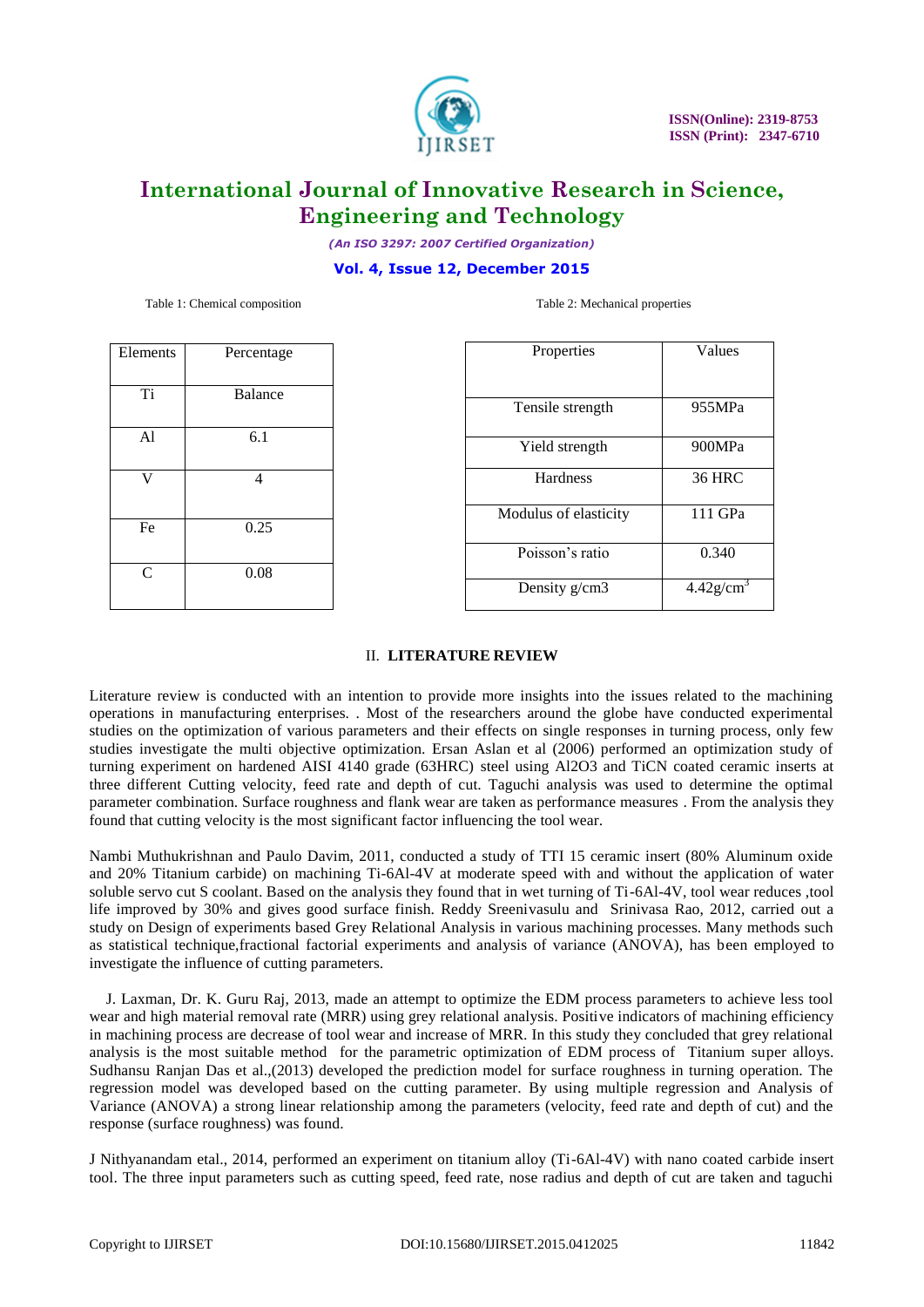Table 1: Chemical composition

| Elements | Percentage |
|---|---|
| Ti | Balance |
| Al | 6.1 |
| V | 4 |
| Fe | 0.25 |
| C | 0.08 |

Table 2: Mechanical properties

| Properties | Values |
|---|---|
| Tensile strength | 955MPa |
| Yield strength | 900MPa |
| Hardness | 36 HRC |
| Modulus of elasticity | 111 GPa |
| Poisson's ratio | 0.340 |
| Density g/cm3 | 4.42g/cm$^3$ |

## II. LITERATURE REVIEW

Literature review is conducted with an intention to provide more insights into the issues related to the machining operations in manufacturing enterprises. . Most of the researchers around the globe have conducted experimental studies on the optimization of various parameters and their effects on single responses in turning process, only few studies investigate the multi objective optimization. Ersan Aslan et al (2006) performed an optimization study of turning experiment on hardened AISI 4140 grade (63HRC) steel using Al2O3 and TiCN coated ceramic inserts at three different Cutting velocity, feed rate and depth of cut. Taguchi analysis was used to determine the optimal parameter combination. Surface roughness and flank wear are taken as performance measures . From the analysis they found that cutting velocity is the most significant factor influencing the tool wear.

Nambi Muthukrishnan and Paulo Davim, 2011, conducted a study of TTI 15 ceramic insert (80% Aluminum oxide and 20% Titanium carbide) on machining Ti-6Al-4V at moderate speed with and without the application of water soluble servo cut S coolant. Based on the analysis they found that in wet turning of Ti-6Al-4V, tool wear reduces ,tool life improved by 30% and gives good surface finish. Reddy Sreenivasulu and Srinivasa Rao, 2012, carried out a study on Design of experiments based Grey Relational Analysis in various machining processes. Many methods such as statistical technique,fractional factorial experiments and analysis of variance (ANOVA), has been employed to investigate the influence of cutting parameters.

J. Laxman, Dr. K. Guru Raj, 2013, made an attempt to optimize the EDM process parameters to achieve less tool wear and high material removal rate (MRR) using grey relational analysis. Positive indicators of machining efficiency in machining process are decrease of tool wear and increase of MRR. In this study they concluded that grey relational analysis is the most suitable method for the parametric optimization of EDM process of Titanium super alloys. Sudhansu Ranjan Das et al.,(2013) developed the prediction model for surface roughness in turning operation. The regression model was developed based on the cutting parameter. By using multiple regression and Analysis of Variance (ANOVA) a strong linear relationship among the parameters (velocity, feed rate and depth of cut) and the response (surface roughness) was found.

J Nithyanandam etal., 2014, performed an experiment on titanium alloy (Ti-6Al-4V) with nano coated carbide insert tool. The three input parameters such as cutting speed, feed rate, nose radius and depth of cut are taken and taguchi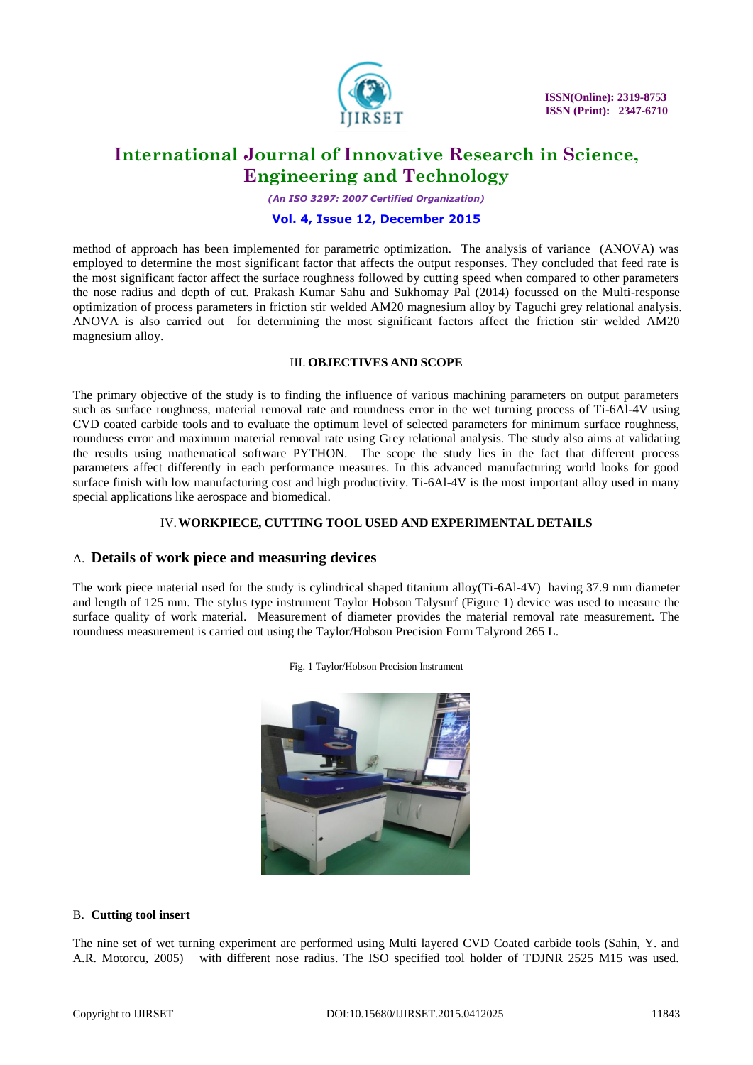method of approach has been implemented for parametric optimization. The analysis of variance (ANOVA) was employed to determine the most significant factor that affects the output responses. They concluded that feed rate is the most significant factor affect the surface roughness followed by cutting speed when compared to other parameters the nose radius and depth of cut. Prakash Kumar Sahu and Sukhomay Pal (2014) focussed on the Multi-response optimization of process parameters in friction stir welded AM20 magnesium alloy by Taguchi grey relational analysis. ANOVA is also carried out for determining the most significant factors affect the friction stir welded AM20 magnesium alloy.

## III. OBJECTIVES AND SCOPE

The primary objective of the study is to finding the influence of various machining parameters on output parameters such as surface roughness, material removal rate and roundness error in the wet turning process of Ti-6Al-4V using CVD coated carbide tools and to evaluate the optimum level of selected parameters for minimum surface roughness, roundness error and maximum material removal rate using Grey relational analysis. The study also aims at validating the results using mathematical software PYTHON. The scope the study lies in the fact that different process parameters affect differently in each performance measures. In this advanced manufacturing world looks for good surface finish with low manufacturing cost and high productivity. Ti-6Al-4V is the most important alloy used in many special applications like aerospace and biomedical.

## IV. WORKPIECE, CUTTING TOOL USED AND EXPERIMENTAL DETAILS

### A. Details of work piece and measuring devices

The work piece material used for the study is cylindrical shaped titanium alloy(Ti-6Al-4V) having 37.9 mm diameter and length of 125 mm. The stylus type instrument Taylor Hobson Talysurf (Figure 1) device was used to measure the surface quality of work material. Measurement of diameter provides the material removal rate measurement. The roundness measurement is carried out using the Taylor/Hobson Precision Form Talyrond 265 L.

Fig. 1 Taylor/Hobson Precision Instrument

### B. Cutting tool insert

The nine set of wet turning experiment are performed using Multi layered CVD Coated carbide tools (Sahin, Y. and A.R. Motorcu, 2005) with different nose radius. The ISO specified tool holder of TDJNR 2525 M15 was used.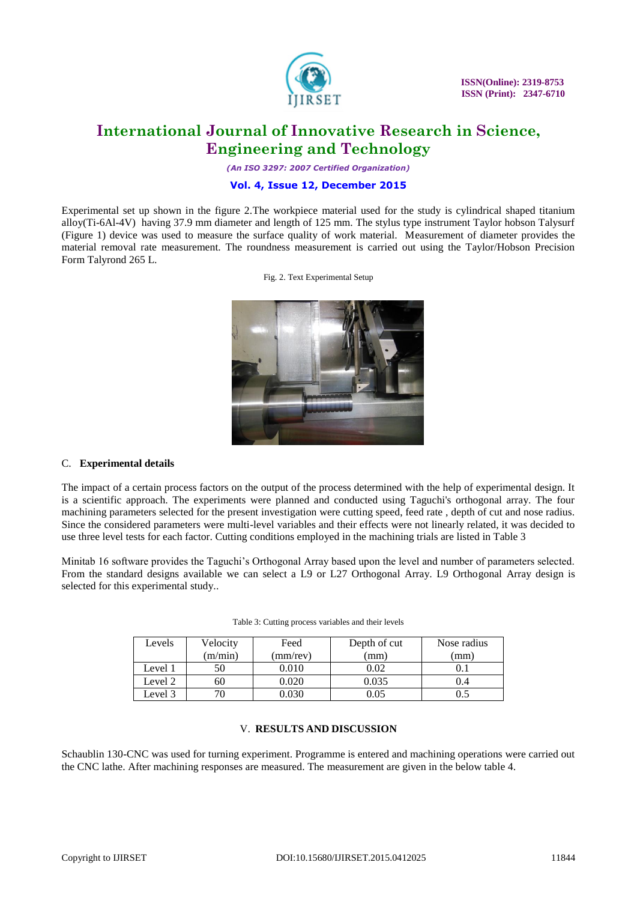Experimental set up shown in the figure 2.The workpiece material used for the study is cylindrical shaped titanium alloy(Ti-6Al-4V) having 37.9 mm diameter and length of 125 mm. The stylus type instrument Taylor hobson Talysurf (Figure 1) device was used to measure the surface quality of work material. Measurement of diameter provides the material removal rate measurement. The roundness measurement is carried out using the Taylor/Hobson Precision Form Talyrond 265 L.

Fig. 2. Text Experimental Setup

### C. **Experimental details**

The impact of a certain process factors on the output of the process determined with the help of experimental design. It is a scientific approach. The experiments were planned and conducted using Taguchi's orthogonal array. The four machining parameters selected for the present investigation were cutting speed, feed rate , depth of cut and nose radius. Since the considered parameters were multi-level variables and their effects were not linearly related, it was decided to use three level tests for each factor. Cutting conditions employed in the machining trials are listed in Table 3

Minitab 16 software provides the Taguchi's Orthogonal Array based upon the level and number of parameters selected. From the standard designs available we can select a L9 or L27 Orthogonal Array. L9 Orthogonal Array design is selected for this experimental study..

Table 3: Cutting process variables and their levels

| Levels | Velocity (m/min) | Feed (mm/rev) | Depth of cut (mm) | Nose radius (mm) |
|---|---|---|---|---|
| Level 1 | 50 | 0.010 | 0.02 | 0.1 |
| Level 2 | 60 | 0.020 | 0.035 | 0.4 |
| Level 3 | 70 | 0.030 | 0.05 | 0.5 |

## V. **RESULTS AND DISCUSSION**

Schaublin 130-CNC was used for turning experiment. Programme is entered and machining operations were carried out the CNC lathe. After machining responses are measured. The measurement are given in the below table 4.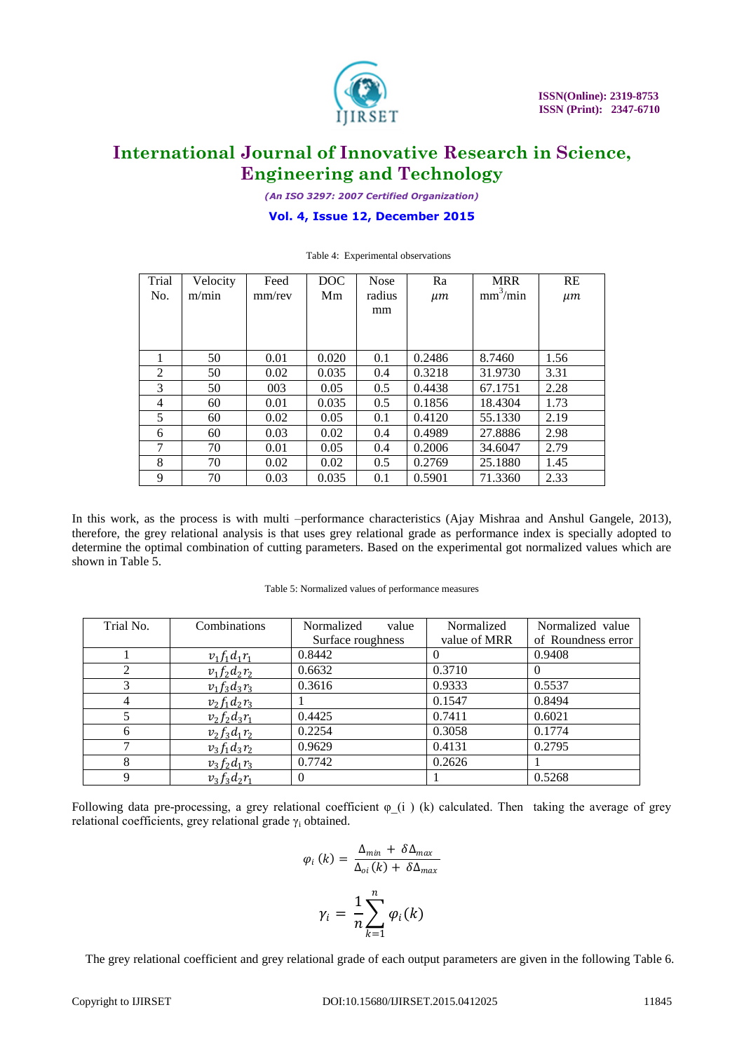Table 4: Experimental observations

| Trial No. | Velocity m/min | Feed mm/rev | DOC Mm | Nose radius mm | Ra $\mu m$ | MRR $mm^3/min$ | RE $\mu m$ |
|---|---|---|---|---|---|---|---|
| 1 | 50 | 0.01 | 0.020 | 0.1 | 0.2486 | 8.7460 | 1.56 |
| 2 | 50 | 0.02 | 0.035 | 0.4 | 0.3218 | 31.9730 | 3.31 |
| 3 | 50 | 003 | 0.05 | 0.5 | 0.4438 | 67.1751 | 2.28 |
| 4 | 60 | 0.01 | 0.035 | 0.5 | 0.1856 | 18.4304 | 1.73 |
| 5 | 60 | 0.02 | 0.05 | 0.1 | 0.4120 | 55.1330 | 2.19 |
| 6 | 60 | 0.03 | 0.02 | 0.4 | 0.4989 | 27.8886 | 2.98 |
| 7 | 70 | 0.01 | 0.05 | 0.4 | 0.2006 | 34.6047 | 2.79 |
| 8 | 70 | 0.02 | 0.02 | 0.5 | 0.2769 | 25.1880 | 1.45 |
| 9 | 70 | 0.03 | 0.035 | 0.1 | 0.5901 | 71.3360 | 2.33 |

In this work, as the process is with multi –performance characteristics (Ajay Mishraa and Anshul Gangele, 2013), therefore, the grey relational analysis is that uses grey relational grade as performance index is specially adopted to determine the optimal combination of cutting parameters. Based on the experimental got normalized values which are shown in Table 5.

Table 5: Normalized values of performance measures

| Trial No. | Combinations | Normalized value Surface roughness | Normalized value of MRR | Normalized value of Roundness error |
|---|---|---|---|---|
| 1 | $v_1 f_1 d_1 r_1$ | 0.8442 | 0 | 0.9408 |
| 2 | $v_1 f_2 d_2 r_2$ | 0.6632 | 0.3710 | 0 |
| 3 | $v_1 f_3 d_3 r_3$ | 0.3616 | 0.9333 | 0.5537 |
| 4 | $v_2 f_1 d_2 r_3$ | 1 | 0.1547 | 0.8494 |
| 5 | $v_2 f_2 d_3 r_1$ | 0.4425 | 0.7411 | 0.6021 |
| 6 | $v_2 f_3 d_1 r_2$ | 0.2254 | 0.3058 | 0.1774 |
| 7 | $v_3 f_1 d_3 r_2$ | 0.9629 | 0.4131 | 0.2795 |
| 8 | $v_3 f_2 d_1 r_3$ | 0.7742 | 0.2626 | 1 |
| 9 | $v_3 f_3 d_2 r_1$ | 0 | 1 | 0.5268 |

Following data pre-processing, a grey relational coefficient φ_(i ) (k) calculated. Then taking the average of grey relational coefficients, grey relational grade $\gamma_i$ obtained.

$$\varphi_i\,(k) = \frac{\Delta_{min} + \delta\Delta_{max}}{\Delta_{oi}\,(k) + \delta\Delta_{max}}$$

$$\gamma_i = \frac{1}{n}\sum_{k=1}^{n} \varphi_i(k)$$

The grey relational coefficient and grey relational grade of each output parameters are given in the following Table 6.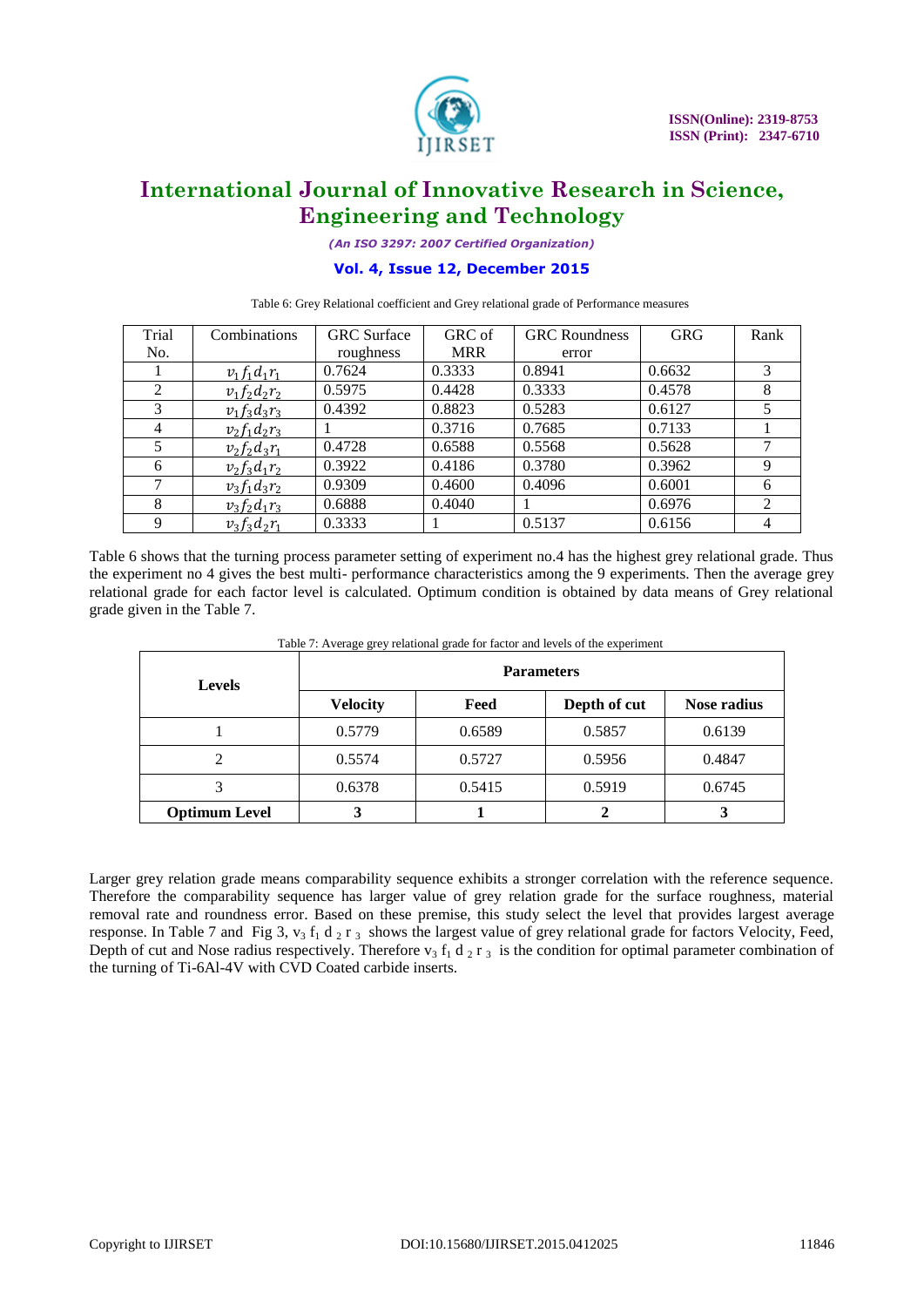Table 6: Grey Relational coefficient and Grey relational grade of Performance measures

| Trial No. | Combinations | GRC Surface roughness | GRC of MRR | GRC Roundness error | GRG | Rank |
|---|---|---|---|---|---|---|
| 1 | $v_1 f_1 d_1 r_1$ | 0.7624 | 0.3333 | 0.8941 | 0.6632 | 3 |
| 2 | $v_1 f_2 d_2 r_2$ | 0.5975 | 0.4428 | 0.3333 | 0.4578 | 8 |
| 3 | $v_1 f_3 d_3 r_3$ | 0.4392 | 0.8823 | 0.5283 | 0.6127 | 5 |
| 4 | $v_2 f_1 d_2 r_3$ | 1 | 0.3716 | 0.7685 | 0.7133 | 1 |
| 5 | $v_2 f_2 d_3 r_1$ | 0.4728 | 0.6588 | 0.5568 | 0.5628 | 7 |
| 6 | $v_2 f_3 d_1 r_2$ | 0.3922 | 0.4186 | 0.3780 | 0.3962 | 9 |
| 7 | $v_3 f_1 d_3 r_2$ | 0.9309 | 0.4600 | 0.4096 | 0.6001 | 6 |
| 8 | $v_3 f_2 d_1 r_3$ | 0.6888 | 0.4040 | 1 | 0.6976 | 2 |
| 9 | $v_3 f_3 d_2 r_1$ | 0.3333 | 1 | 0.5137 | 0.6156 | 4 |

Table 6 shows that the turning process parameter setting of experiment no.4 has the highest grey relational grade. Thus the experiment no 4 gives the best multi- performance characteristics among the 9 experiments. Then the average grey relational grade for each factor level is calculated. Optimum condition is obtained by data means of Grey relational grade given in the Table 7.

Table 7: Average grey relational grade for factor and levels of the experiment

| **Levels** | **Parameters** | | | |
|---|---|---|---|---|
| | **Velocity** | **Feed** | **Depth of cut** | **Nose radius** |
| 1 | 0.5779 | 0.6589 | 0.5857 | 0.6139 |
| 2 | 0.5574 | 0.5727 | 0.5956 | 0.4847 |
| 3 | 0.6378 | 0.5415 | 0.5919 | 0.6745 |
| **Optimum Level** | **3** | **1** | **2** | **3** |

Larger grey relation grade means comparability sequence exhibits a stronger correlation with the reference sequence. Therefore the comparability sequence has larger value of grey relation grade for the surface roughness, material removal rate and roundness error. Based on these premise, this study select the level that provides largest average response. In Table 7 and Fig 3, $v_3$ $f_1$ $d_2$ $r_3$ shows the largest value of grey relational grade for factors Velocity, Feed, Depth of cut and Nose radius respectively. Therefore $v_3$ $f_1$ $d_2$ $r_3$ is the condition for optimal parameter combination of the turning of Ti-6Al-4V with CVD Coated carbide inserts.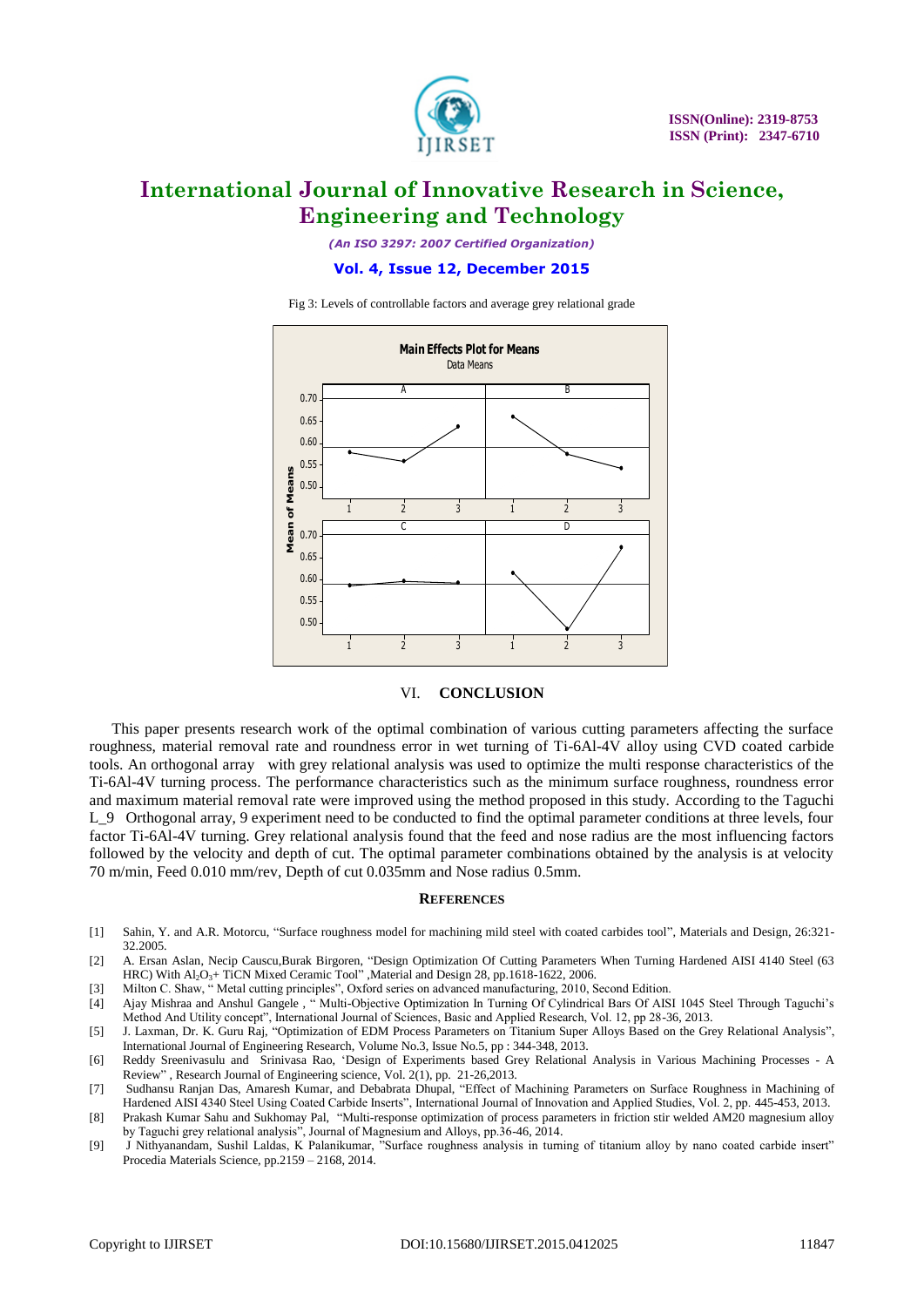Fig 3: Levels of controllable factors and average grey relational grade

Main Effects Plot for Means

Data Means

Mean of Means

A

B

C

D

0.70

0.65

0.60

0.55

0.50

1 2 3

## VI. CONCLUSION

This paper presents research work of the optimal combination of various cutting parameters affecting the surface roughness, material removal rate and roundness error in wet turning of Ti-6Al-4V alloy using CVD coated carbide tools. An orthogonal array with grey relational analysis was used to optimize the multi response characteristics of the Ti-6Al-4V turning process. The performance characteristics such as the minimum surface roughness, roundness error and maximum material removal rate were improved using the method proposed in this study. According to the Taguchi L_9 Orthogonal array, 9 experiment need to be conducted to find the optimal parameter conditions at three levels, four factor Ti-6Al-4V turning. Grey relational analysis found that the feed and nose radius are the most influencing factors followed by the velocity and depth of cut. The optimal parameter combinations obtained by the analysis is at velocity 70 m/min, Feed 0.010 mm/rev, Depth of cut 0.035mm and Nose radius 0.5mm.

## REFERENCES

[1] Sahin, Y. and A.R. Motorcu, "Surface roughness model for machining mild steel with coated carbides tool", Materials and Design, 26:321-32.2005.

[2] A. Ersan Aslan, Necip Causcu,Burak Birgoren, "Design Optimization Of Cutting Parameters When Turning Hardened AISI 4140 Steel (63 HRC) With $Al_2O_3$+ TiCN Mixed Ceramic Tool" ,Material and Design 28, pp.1618-1622, 2006.

[3] Milton C. Shaw, " Metal cutting principles", Oxford series on advanced manufacturing, 2010, Second Edition.

[4] Ajay Mishraa and Anshul Gangele , " Multi-Objective Optimization In Turning Of Cylindrical Bars Of AISI 1045 Steel Through Taguchi's Method And Utility concept", International Journal of Sciences, Basic and Applied Research, Vol. 12, pp 28-36, 2013.

[5] J. Laxman, Dr. K. Guru Raj, "Optimization of EDM Process Parameters on Titanium Super Alloys Based on the Grey Relational Analysis", International Journal of Engineering Research, Volume No.3, Issue No.5, pp : 344-348, 2013.

[6] Reddy Sreenivasulu and Srinivasa Rao, 'Design of Experiments based Grey Relational Analysis in Various Machining Processes - A Review" , Research Journal of Engineering science, Vol. 2(1), pp. 21-26,2013.

[7] Sudhansu Ranjan Das, Amaresh Kumar, and Debabrata Dhupal, "Effect of Machining Parameters on Surface Roughness in Machining of Hardened AISI 4340 Steel Using Coated Carbide Inserts", International Journal of Innovation and Applied Studies, Vol. 2, pp. 445-453, 2013.

[8] Prakash Kumar Sahu and Sukhomay Pal, "Multi-response optimization of process parameters in friction stir welded AM20 magnesium alloy by Taguchi grey relational analysis", Journal of Magnesium and Alloys, pp.36-46, 2014.

[9] J Nithyanandam, Sushil Laldas, K Palanikumar, "Surface roughness analysis in turning of titanium alloy by nano coated carbide insert" Procedia Materials Science, pp.2159 – 2168, 2014.